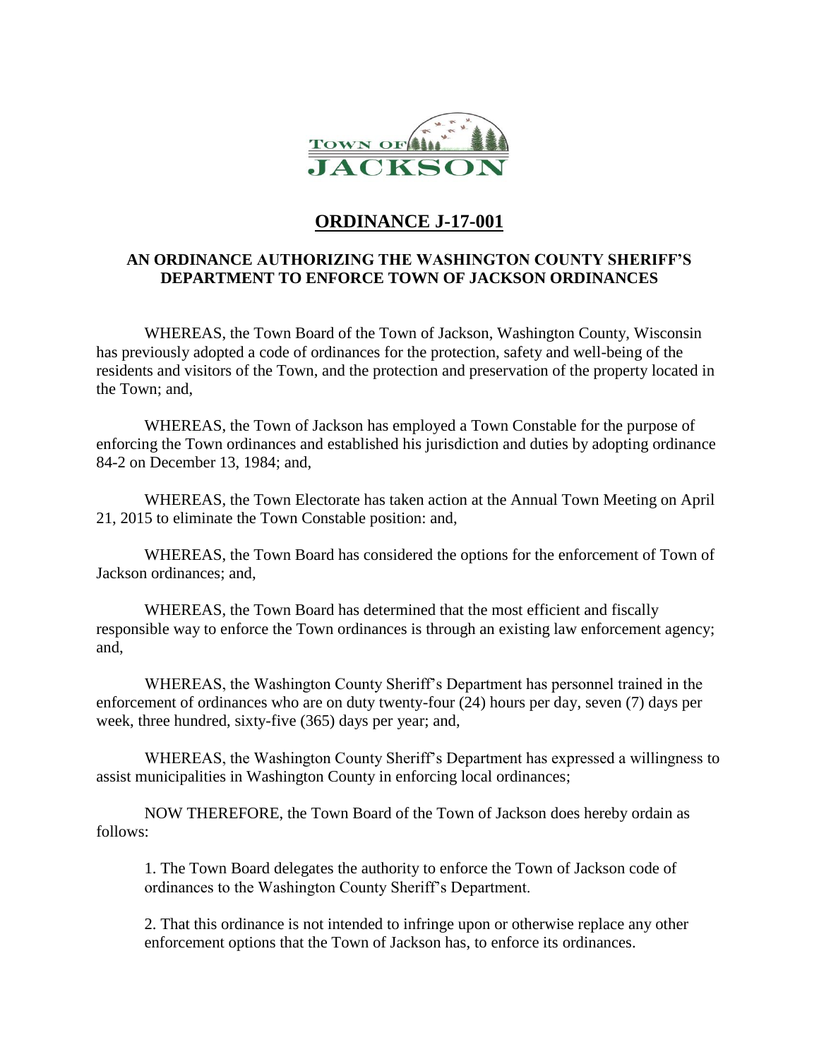# ORDINANCE J-17-001

## AN ORDINANCE AUTHORIZING THE WASHINGTON COUNTY SHERIFF'S DEPARTMENT TO ENFORCE TOWN OF JACKSON ORDINANCES

WHEREAS, the Town Board of the Town of Jackson, Washington County, Wisconsin has previously adopted a code of ordinances for the protection, safety and well-being of the residents and visitors of the Town, and the protection and preservation of the property located in the Town; and,

WHEREAS, the Town of Jackson has employed a Town Constable for the purpose of enforcing the Town ordinances and established his jurisdiction and duties by adopting ordinance 84-2 on December 13, 1984; and,

WHEREAS, the Town Electorate has taken action at the Annual Town Meeting on April 21, 2015 to eliminate the Town Constable position: and,

WHEREAS, the Town Board has considered the options for the enforcement of Town of Jackson ordinances; and,

WHEREAS, the Town Board has determined that the most efficient and fiscally responsible way to enforce the Town ordinances is through an existing law enforcement agency; and,

WHEREAS, the Washington County Sheriff's Department has personnel trained in the enforcement of ordinances who are on duty twenty-four (24) hours per day, seven (7) days per week, three hundred, sixty-five (365) days per year; and,

WHEREAS, the Washington County Sheriff's Department has expressed a willingness to assist municipalities in Washington County in enforcing local ordinances;

NOW THEREFORE, the Town Board of the Town of Jackson does hereby ordain as follows:

1. The Town Board delegates the authority to enforce the Town of Jackson code of ordinances to the Washington County Sheriff's Department.

2. That this ordinance is not intended to infringe upon or otherwise replace any other enforcement options that the Town of Jackson has, to enforce its ordinances.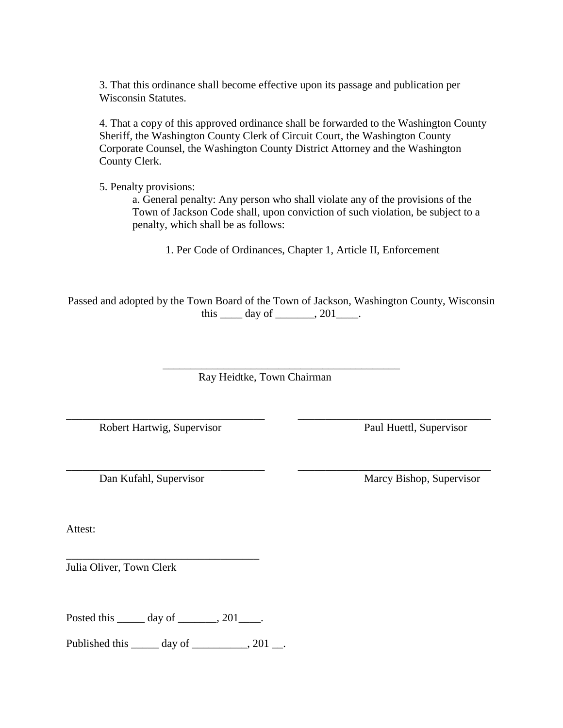3. That this ordinance shall become effective upon its passage and publication per Wisconsin Statutes.

4. That a copy of this approved ordinance shall be forwarded to the Washington County Sheriff, the Washington County Clerk of Circuit Court, the Washington County Corporate Counsel, the Washington County District Attorney and the Washington County Clerk.

5. Penalty provisions:

   a. General penalty: Any person who shall violate any of the provisions of the Town of Jackson Code shall, upon conviction of such violation, be subject to a penalty, which shall be as follows:

      1. Per Code of Ordinances, Chapter 1, Article II, Enforcement

Passed and adopted by the Town Board of the Town of Jackson, Washington County, Wisconsin this ____ day of _______, 201____.

_____________________________________________
Ray Heidtke, Town Chairman

_____________________________________
Robert Hartwig, Supervisor

_____________________________________
Paul Huettl, Supervisor

_____________________________________
Dan Kufahl, Supervisor

_____________________________________
Marcy Bishop, Supervisor

Attest:

____________________________________
Julia Oliver, Town Clerk

Posted this _____ day of _______, 201____.

Published this _____ day of __________, 201 __.